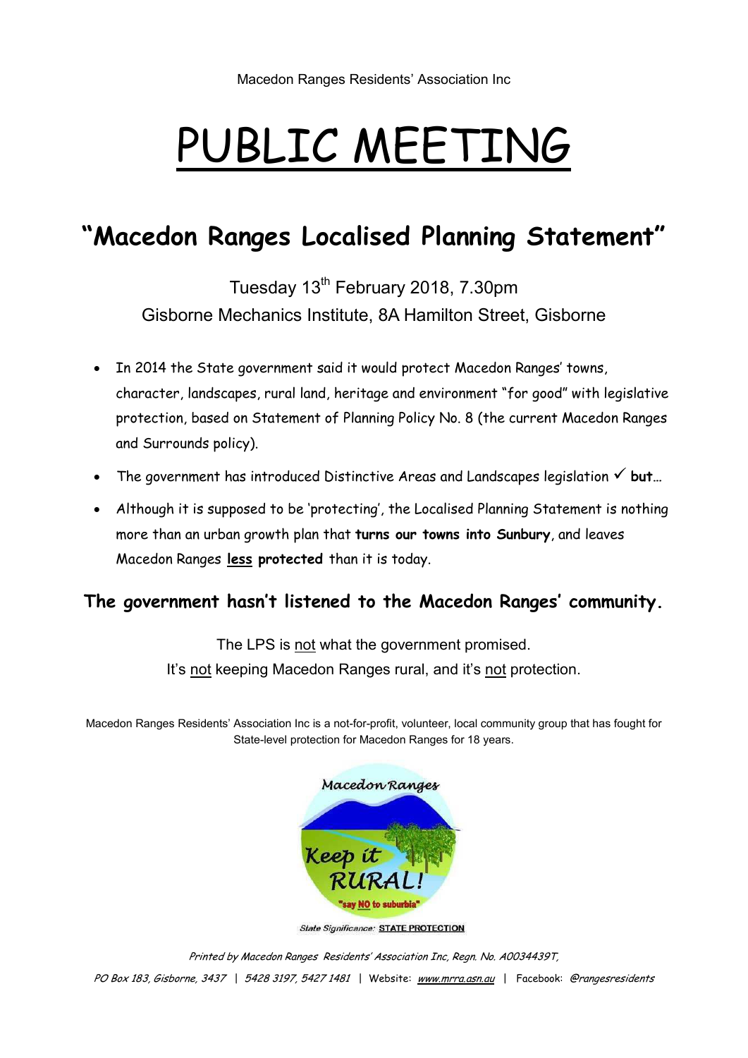Macedon Ranges Residents' Association Inc

# PUBLIC MEETING

## "Macedon Ranges Localised Planning Statement"

Tuesday 13th February 2018, 7.30pm

Gisborne Mechanics Institute, 8A Hamilton Street, Gisborne

- In 2014 the State government said it would protect Macedon Ranges' towns, character, landscapes, rural land, heritage and environment "for good" with legislative protection, based on Statement of Planning Policy No. 8 (the current Macedon Ranges and Surrounds policy).
- The government has introduced Distinctive Areas and Landscapes legislation ✓ **but**…
- Although it is supposed to be 'protecting', the Localised Planning Statement is nothing more than an urban growth plan that **turns our towns into Sunbury**, and leaves Macedon Ranges **<u>less</u> protected** than it is today.

### The government hasn't listened to the Macedon Ranges' community.

The LPS is <u>not</u> what the government promised.

It's <u>not</u> keeping Macedon Ranges rural, and it's <u>not</u> protection.

Macedon Ranges Residents' Association Inc is a not-for-profit, volunteer, local community group that has fought for State-level protection for Macedon Ranges for 18 years.

Macedon Ranges

Keep it RURAL!

"say NO to suburbia"

State Significance: STATE PROTECTION

*Printed by Macedon Ranges Residents' Association Inc, Regn. No. A0034439T,*

*PO Box 183, Gisborne, 3437 | 5428 3197, 5427 1481 |* Website: *www.mrra.asn.au* | Facebook: *@rangesresidents*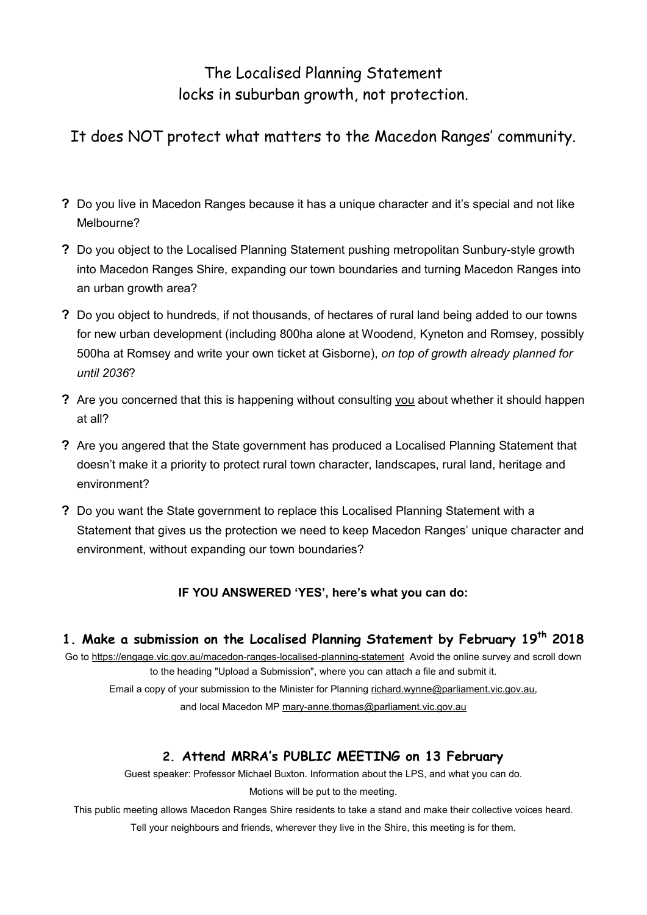# The Localised Planning Statement locks in suburban growth, not protection.

## It does NOT protect what matters to the Macedon Ranges' community.

- **?** Do you live in Macedon Ranges because it has a unique character and it's special and not like Melbourne?
- **?** Do you object to the Localised Planning Statement pushing metropolitan Sunbury-style growth into Macedon Ranges Shire, expanding our town boundaries and turning Macedon Ranges into an urban growth area?
- **?** Do you object to hundreds, if not thousands, of hectares of rural land being added to our towns for new urban development (including 800ha alone at Woodend, Kyneton and Romsey, possibly 500ha at Romsey and write your own ticket at Gisborne), *on top of growth already planned for until 2036*?
- **?** Are you concerned that this is happening without consulting <u>you</u> about whether it should happen at all?
- **?** Are you angered that the State government has produced a Localised Planning Statement that doesn't make it a priority to protect rural town character, landscapes, rural land, heritage and environment?
- **?** Do you want the State government to replace this Localised Planning Statement with a Statement that gives us the protection we need to keep Macedon Ranges' unique character and environment, without expanding our town boundaries?

**IF YOU ANSWERED 'YES', here's what you can do:**

### 1. Make a submission on the Localised Planning Statement by February 19th 2018

Go to https://engage.vic.gov.au/macedon-ranges-localised-planning-statement Avoid the online survey and scroll down to the heading "Upload a Submission", where you can attach a file and submit it.

Email a copy of your submission to the Minister for Planning richard.wynne@parliament.vic.gov.au,

and local Macedon MP mary-anne.thomas@parliament.vic.gov.au

### 2. Attend MRRA's PUBLIC MEETING on 13 February

Guest speaker: Professor Michael Buxton. Information about the LPS, and what you can do.

Motions will be put to the meeting.

This public meeting allows Macedon Ranges Shire residents to take a stand and make their collective voices heard.

Tell your neighbours and friends, wherever they live in the Shire, this meeting is for them.